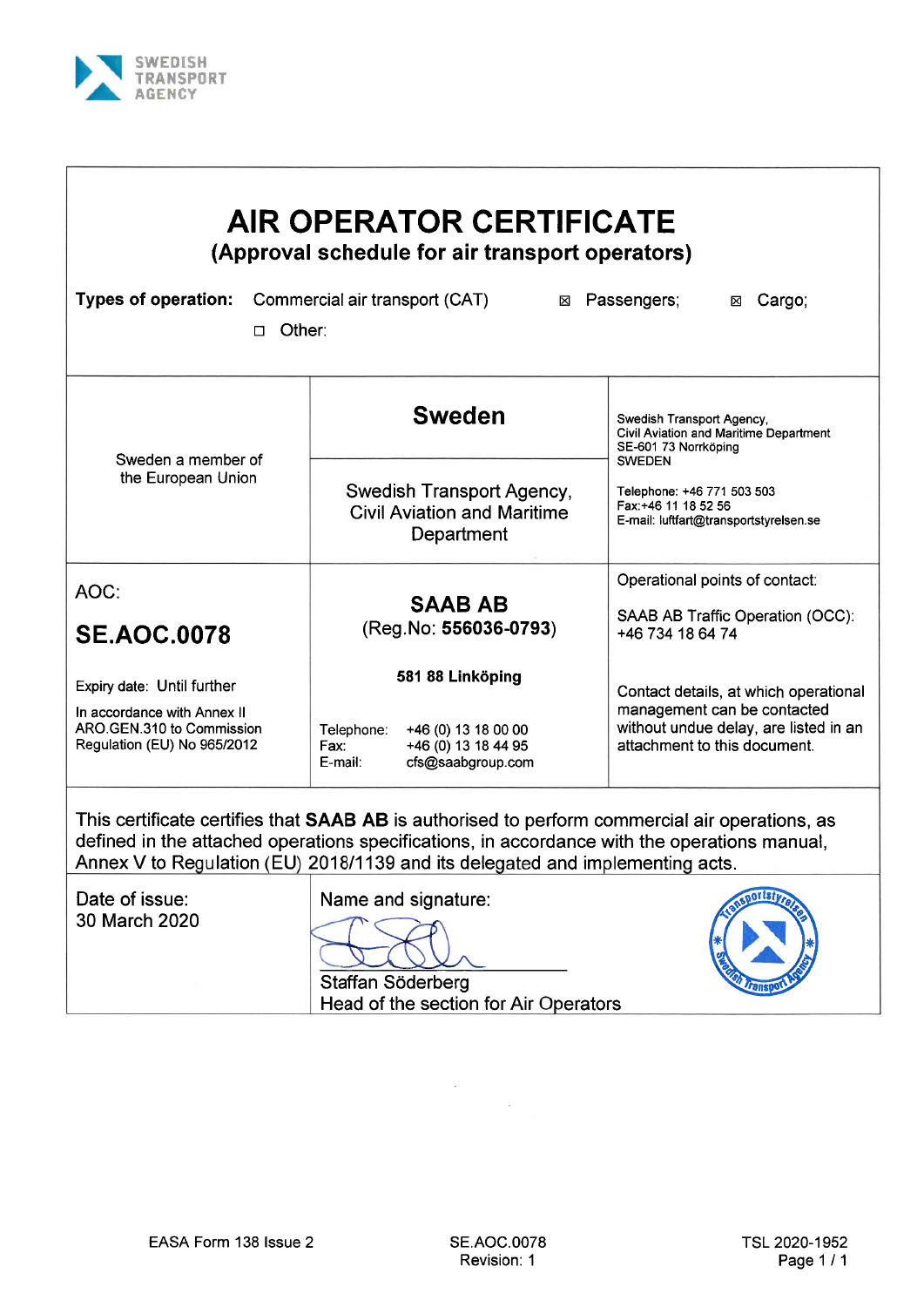SWEDISH TRANSPORT AGENCY

# AIR OPERATOR CERTIFICATE

## (Approval schedule for air transport operators)

**Types of operation:** Commercial air transport (CAT) ☒ Passengers; ☒ Cargo;

☐ Other:

| Sweden a member of the European Union | **Sweden**<br><br>Swedish Transport Agency, Civil Aviation and Maritime Department | Swedish Transport Agency,<br>Civil Aviation and Maritime Department<br>SE-601 73 Norrköping<br>SWEDEN<br><br>Telephone: +46 771 503 503<br>Fax:+46 11 18 52 56<br>E-mail: luftfart@transportstyrelsen.se |
|---|---|---|
| AOC:<br>**SE.AOC.0078**<br><br>Expiry date: Until further<br><br>In accordance with Annex II ARO.GEN.310 to Commission Regulation (EU) No 965/2012 | **SAAB AB**<br>(Reg.No: **556036-0793**)<br><br>**581 88 Linköping**<br><br>Telephone: +46 (0) 13 18 00 00<br>Fax: +46 (0) 13 18 44 95<br>E-mail: cfs@saabgroup.com | Operational points of contact:<br><br>SAAB AB Traffic Operation (OCC):<br>+46 734 18 64 74<br><br>Contact details, at which operational management can be contacted without undue delay, are listed in an attachment to this document. |

This certificate certifies that **SAAB AB** is authorised to perform commercial air operations, as defined in the attached operations specifications, in accordance with the operations manual, Annex V to Regulation (EU) 2018/1139 and its delegated and implementing acts.

| Date of issue:<br>30 March 2020 | Name and signature:<br><br>Staffan Söderberg<br>Head of the section for Air Operators |
|---|---|

EASA Form 138 Issue 2

SE.AOC.0078
Revision: 1

TSL 2020-1952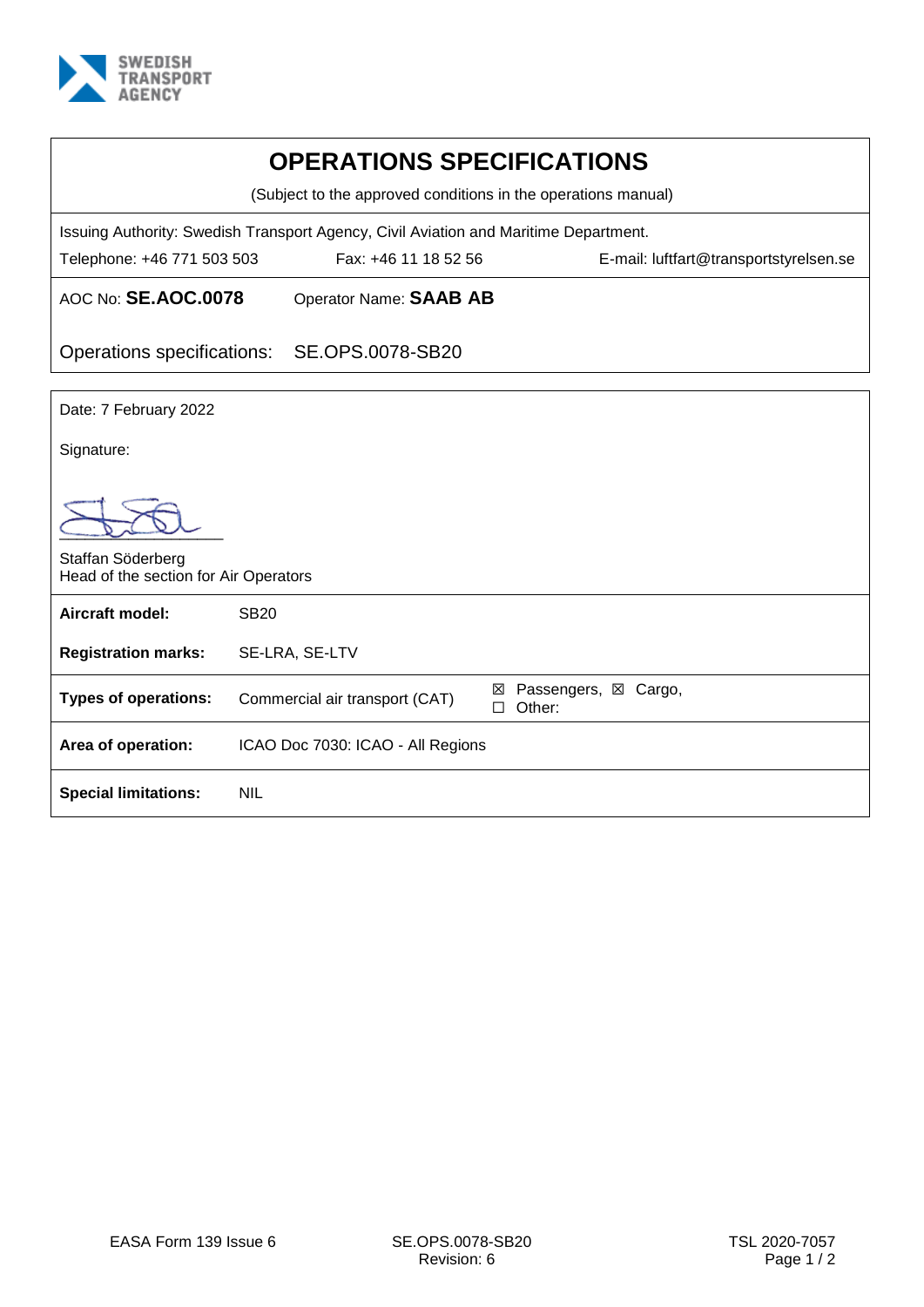SWEDISH TRANSPORT AGENCY

# OPERATIONS SPECIFICATIONS

(Subject to the approved conditions in the operations manual)

Issuing Authority: Swedish Transport Agency, Civil Aviation and Maritime Department.

Telephone: +46 771 503 503 Fax: +46 11 18 52 56 E-mail: luftfart@transportstyrelsen.se

AOC No: **SE.AOC.0078** Operator Name: **SAAB AB**

Operations specifications: SE.OPS.0078-SB20

Date: 7 February 2022

Signature:

Staffan Söderberg
Head of the section for Air Operators

| | | |
|---|---|---|
| **Aircraft model:** | SB20 | |
| **Registration marks:** | SE-LRA, SE-LTV | |
| **Types of operations:** | Commercial air transport (CAT) | ☒ Passengers, ☒ Cargo, ☐ Other: |
| **Area of operation:** | ICAO Doc 7030: ICAO - All Regions | |
| **Special limitations:** | NIL | |

EASA Form 139 Issue 6 SE.OPS.0078-SB20 Revision: 6 TSL 2020-7057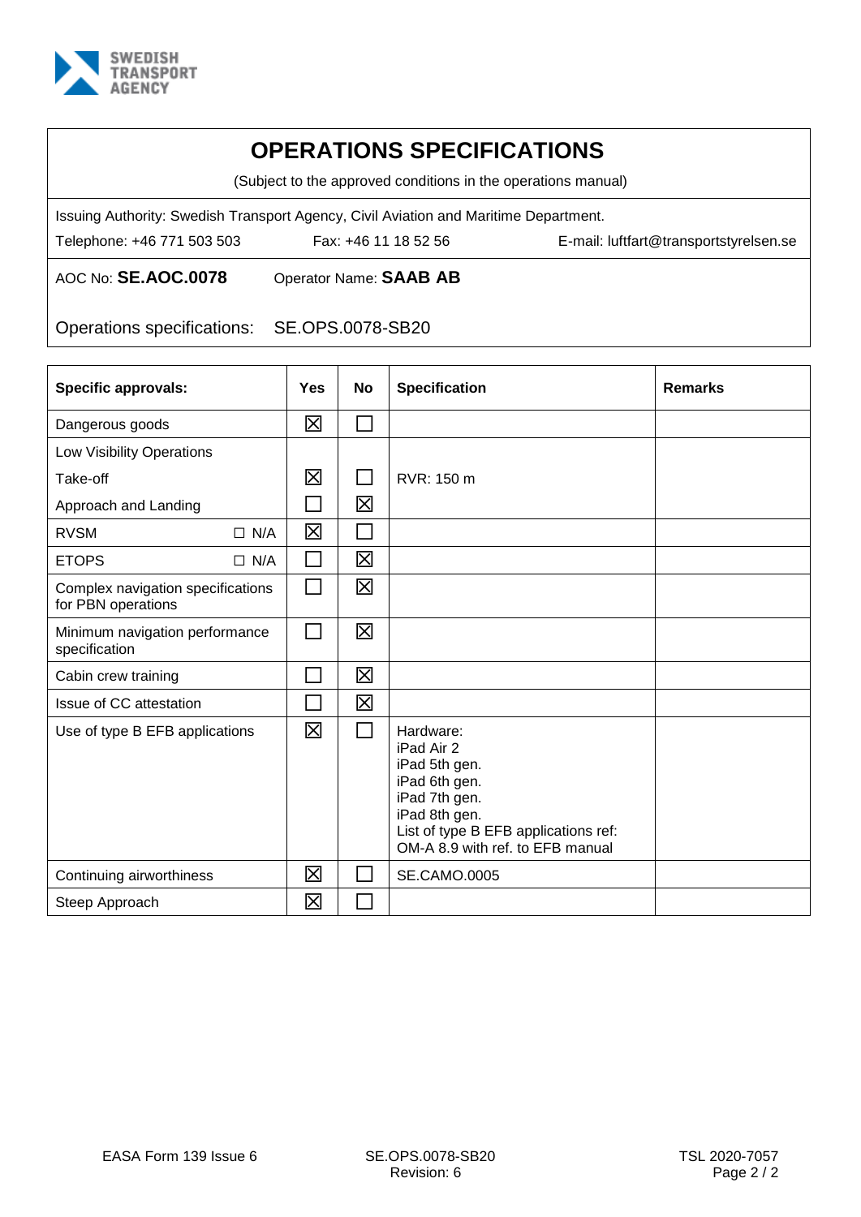SWEDISH TRANSPORT AGENCY

# OPERATIONS SPECIFICATIONS

(Subject to the approved conditions in the operations manual)

Issuing Authority: Swedish Transport Agency, Civil Aviation and Maritime Department.

Telephone: +46 771 503 503 | Fax: +46 11 18 52 56 | E-mail: luftfart@transportstyrelsen.se

AOC No: **SE.AOC.0078** Operator Name: **SAAB AB**

Operations specifications: SE.OPS.0078-SB20

| Specific approvals: | Yes | No | Specification | Remarks |
|---|---|---|---|---|
| Dangerous goods | ☒ | ☐ | | |
| Low Visibility Operations | | | | |
| Take-off | ☒ | ☐ | RVR: 150 m | |
| Approach and Landing | ☐ | ☒ | | |
| RVSM ☐ N/A | ☒ | ☐ | | |
| ETOPS ☐ N/A | ☐ | ☒ | | |
| Complex navigation specifications for PBN operations | ☐ | ☒ | | |
| Minimum navigation performance specification | ☐ | ☒ | | |
| Cabin crew training | ☐ | ☒ | | |
| Issue of CC attestation | ☐ | ☒ | | |
| Use of type B EFB applications | ☒ | ☐ | Hardware:<br>iPad Air 2<br>iPad 5th gen.<br>iPad 6th gen.<br>iPad 7th gen.<br>iPad 8th gen.<br>List of type B EFB applications ref: OM-A 8.9 with ref. to EFB manual | |
| Continuing airworthiness | ☒ | ☐ | SE.CAMO.0005 | |
| Steep Approach | ☒ | ☐ | | |

EASA Form 139 Issue 6 | SE.OPS.0078-SB20 Revision: 6 | TSL 2020-7057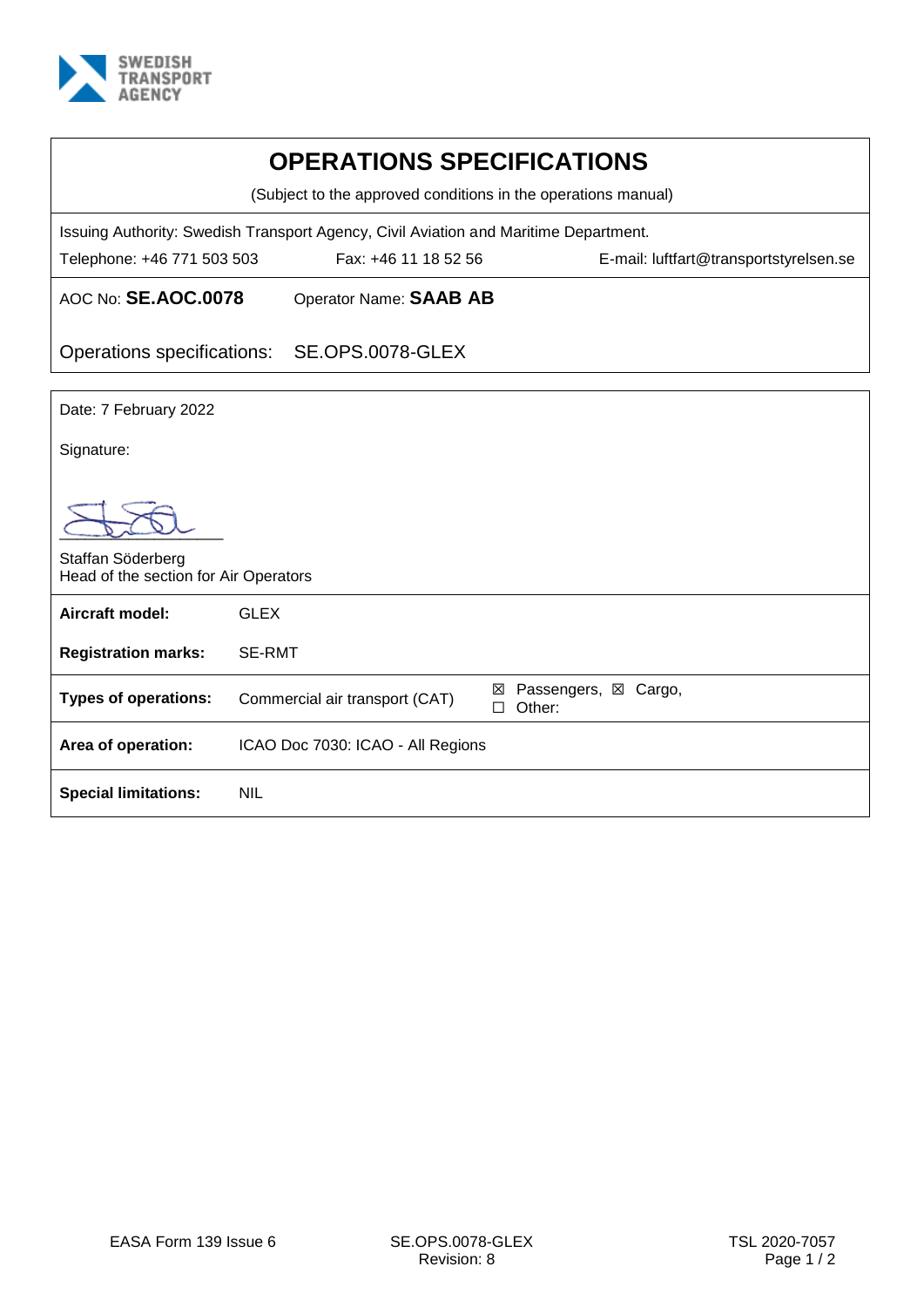SWEDISH TRANSPORT AGENCY

# OPERATIONS SPECIFICATIONS

(Subject to the approved conditions in the operations manual)

Issuing Authority: Swedish Transport Agency, Civil Aviation and Maritime Department.

Telephone: +46 771 503 503 | Fax: +46 11 18 52 56 | E-mail: luftfart@transportstyrelsen.se

AOC No: **SE.AOC.0078** Operator Name: **SAAB AB**

Operations specifications: SE.OPS.0078-GLEX

Date: 7 February 2022

Signature:

Staffan Söderberg
Head of the section for Air Operators

| | | |
|---|---|---|
| **Aircraft model:** | GLEX | |
| **Registration marks:** | SE-RMT | |
| **Types of operations:** | Commercial air transport (CAT) | ☒ Passengers, ☒ Cargo, ☐ Other: |
| **Area of operation:** | ICAO Doc 7030: ICAO - All Regions | |
| **Special limitations:** | NIL | |

EASA Form 139 Issue 6 | SE.OPS.0078-GLEX Revision: 8 | TSL 2020-7057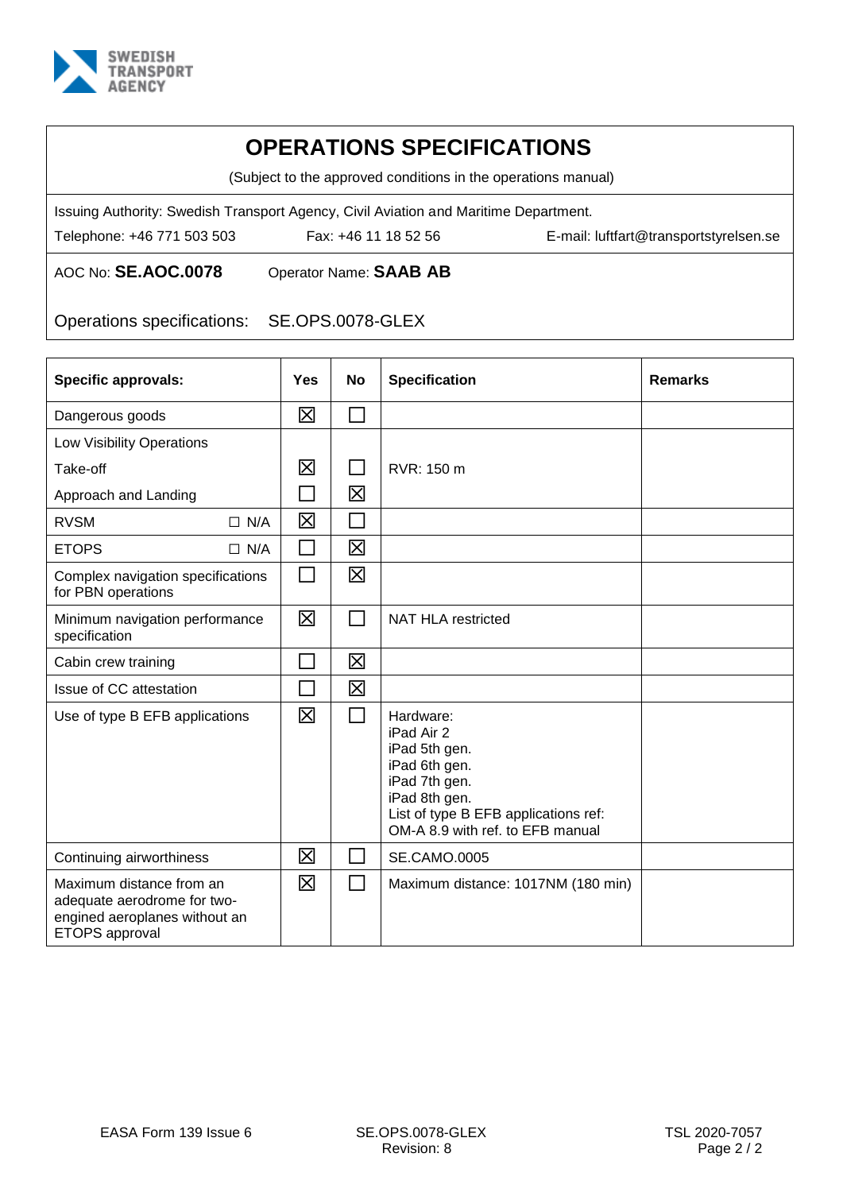SWEDISH TRANSPORT AGENCY

# OPERATIONS SPECIFICATIONS

(Subject to the approved conditions in the operations manual)

Issuing Authority: Swedish Transport Agency, Civil Aviation and Maritime Department.

Telephone: +46 771 503 503 | Fax: +46 11 18 52 56 | E-mail: luftfart@transportstyrelsen.se

AOC No: **SE.AOC.0078** Operator Name: **SAAB AB**

Operations specifications: SE.OPS.0078-GLEX

| Specific approvals: | Yes | No | Specification | Remarks |
|---|---|---|---|---|
| Dangerous goods | ☒ | ☐ | | |
| Low Visibility Operations | | | | |
| Take-off | ☒ | ☐ | RVR: 150 m | |
| Approach and Landing | ☐ | ☒ | | |
| RVSM ☐ N/A | ☒ | ☐ | | |
| ETOPS ☐ N/A | ☐ | ☒ | | |
| Complex navigation specifications for PBN operations | ☐ | ☒ | | |
| Minimum navigation performance specification | ☒ | ☐ | NAT HLA restricted | |
| Cabin crew training | ☐ | ☒ | | |
| Issue of CC attestation | ☐ | ☒ | | |
| Use of type B EFB applications | ☒ | ☐ | Hardware:<br>iPad Air 2<br>iPad 5th gen.<br>iPad 6th gen.<br>iPad 7th gen.<br>iPad 8th gen.<br>List of type B EFB applications ref: OM-A 8.9 with ref. to EFB manual | |
| Continuing airworthiness | ☒ | ☐ | SE.CAMO.0005 | |
| Maximum distance from an adequate aerodrome for two-engined aeroplanes without an ETOPS approval | ☒ | ☐ | Maximum distance: 1017NM (180 min) | |

EASA Form 139 Issue 6 | SE.OPS.0078-GLEX Revision: 8 | TSL 2020-7057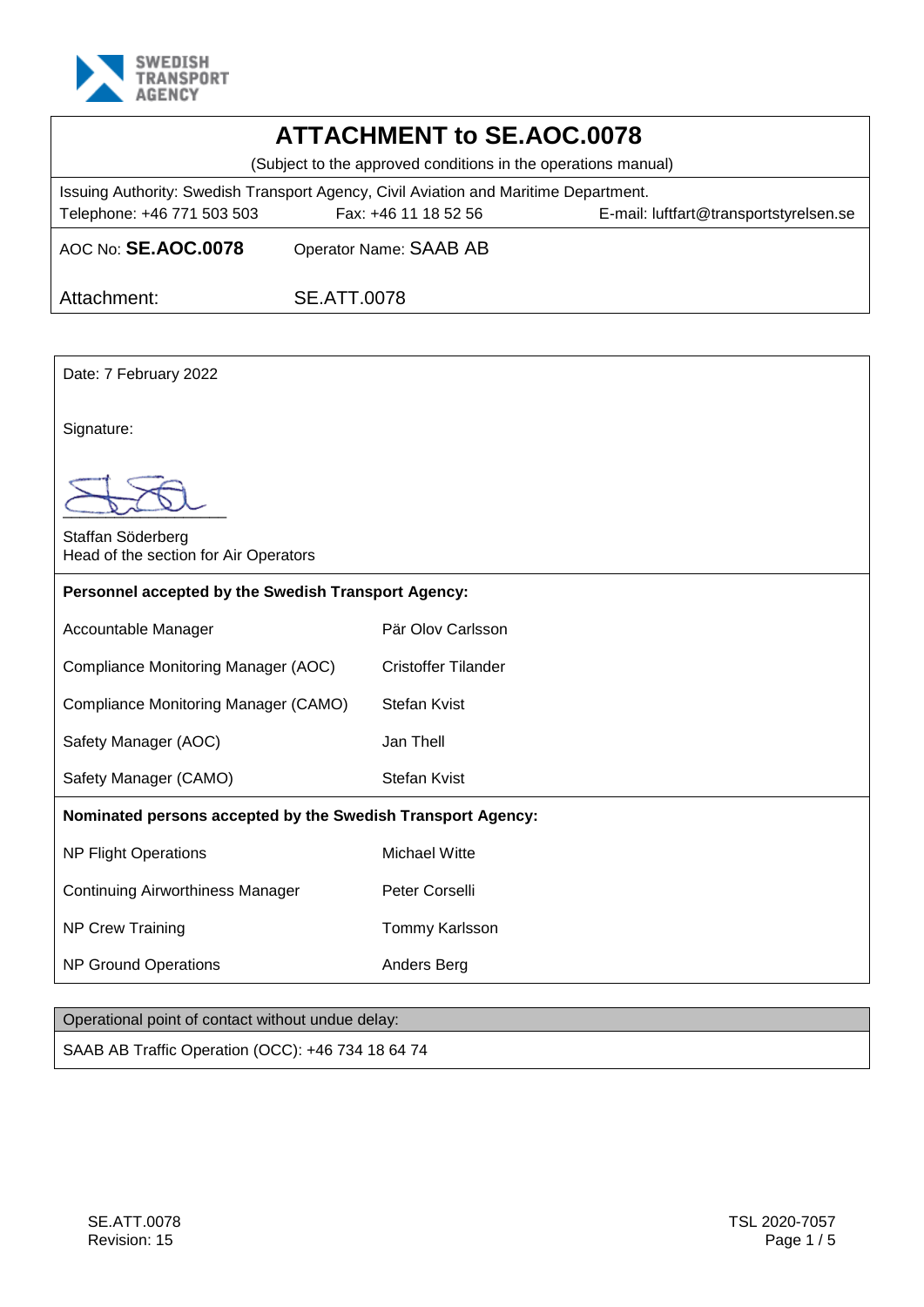SWEDISH TRANSPORT AGENCY

# ATTACHMENT to SE.AOC.0078

(Subject to the approved conditions in the operations manual)

Issuing Authority: Swedish Transport Agency, Civil Aviation and Maritime Department.
Telephone: +46 771 503 503 Fax: +46 11 18 52 56 E-mail: luftfart@transportstyrelsen.se

AOC No: **SE.AOC.0078** Operator Name: SAAB AB

Attachment: SE.ATT.0078

Date: 7 February 2022

Signature:

Staffan Söderberg
Head of the section for Air Operators

**Personnel accepted by the Swedish Transport Agency:**

| | |
|---|---|
| Accountable Manager | Pär Olov Carlsson |
| Compliance Monitoring Manager (AOC) | Cristoffer Tilander |
| Compliance Monitoring Manager (CAMO) | Stefan Kvist |
| Safety Manager (AOC) | Jan Thell |
| Safety Manager (CAMO) | Stefan Kvist |

**Nominated persons accepted by the Swedish Transport Agency:**

| | |
|---|---|
| NP Flight Operations | Michael Witte |
| Continuing Airworthiness Manager | Peter Corselli |
| NP Crew Training | Tommy Karlsson |
| NP Ground Operations | Anders Berg |

Operational point of contact without undue delay:

SAAB AB Traffic Operation (OCC): +46 734 18 64 74

SE.ATT.0078
Revision: 15

TSL 2020-7057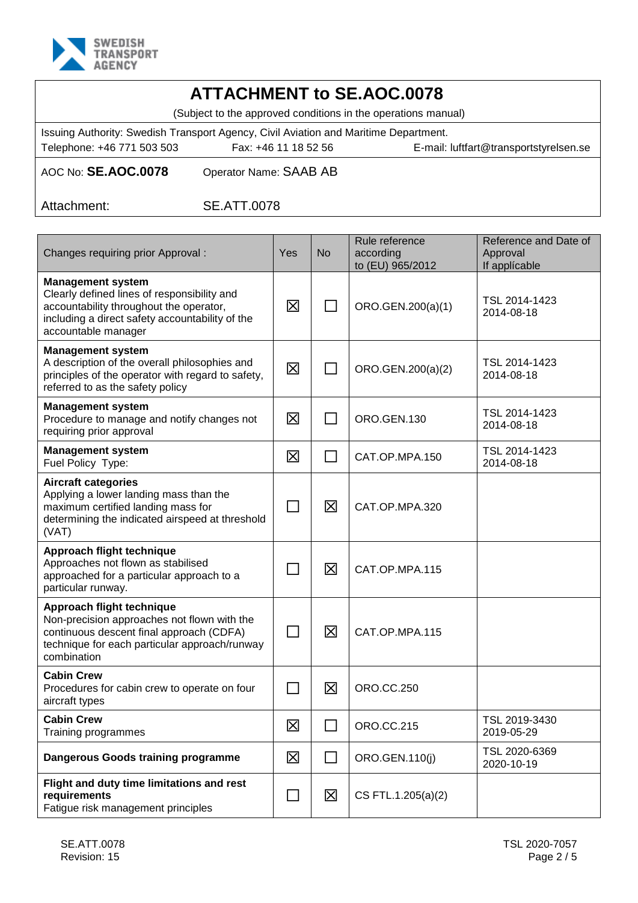SWEDISH TRANSPORT AGENCY

# ATTACHMENT to SE.AOC.0078

(Subject to the approved conditions in the operations manual)

Issuing Authority: Swedish Transport Agency, Civil Aviation and Maritime Department.
Telephone: +46 771 503 503 Fax: +46 11 18 52 56 E-mail: luftfart@transportstyrelsen.se

AOC No: **SE.AOC.0078** Operator Name: SAAB AB

Attachment: SE.ATT.0078

| Changes requiring prior Approval : | Yes | No | Rule reference according to (EU) 965/2012 | Reference and Date of Approval If applicable |
|---|---|---|---|---|
| **Management system** Clearly defined lines of responsibility and accountability throughout the operator, including a direct safety accountability of the accountable manager | ☒ | ☐ | ORO.GEN.200(a)(1) | TSL 2014-1423 2014-08-18 |
| **Management system** A description of the overall philosophies and principles of the operator with regard to safety, referred to as the safety policy | ☒ | ☐ | ORO.GEN.200(a)(2) | TSL 2014-1423 2014-08-18 |
| **Management system** Procedure to manage and notify changes not requiring prior approval | ☒ | ☐ | ORO.GEN.130 | TSL 2014-1423 2014-08-18 |
| **Management system** Fuel Policy Type: | ☒ | ☐ | CAT.OP.MPA.150 | TSL 2014-1423 2014-08-18 |
| **Aircraft categories** Applying a lower landing mass than the maximum certified landing mass for determining the indicated airspeed at threshold (VAT) | ☐ | ☒ | CAT.OP.MPA.320 | |
| **Approach flight technique** Approaches not flown as stabilised approached for a particular approach to a particular runway. | ☐ | ☒ | CAT.OP.MPA.115 | |
| **Approach flight technique** Non-precision approaches not flown with the continuous descent final approach (CDFA) technique for each particular approach/runway combination | ☐ | ☒ | CAT.OP.MPA.115 | |
| **Cabin Crew** Procedures for cabin crew to operate on four aircraft types | ☐ | ☒ | ORO.CC.250 | |
| **Cabin Crew** Training programmes | ☒ | ☐ | ORO.CC.215 | TSL 2019-3430 2019-05-29 |
| **Dangerous Goods training programme** | ☒ | ☐ | ORO.GEN.110(j) | TSL 2020-6369 2020-10-19 |
| **Flight and duty time limitations and rest requirements** Fatigue risk management principles | ☐ | ☒ | CS FTL.1.205(a)(2) | |

SE.ATT.0078
Revision: 15

TSL 2020-7057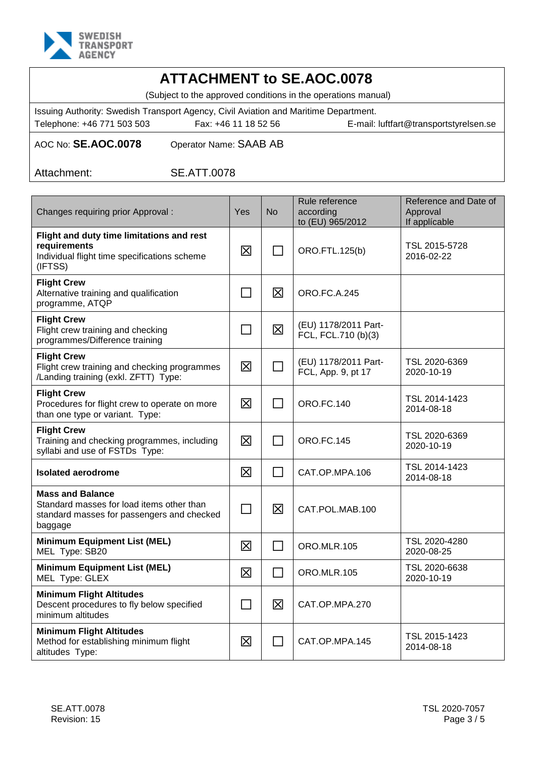# ATTACHMENT to SE.AOC.0078

(Subject to the approved conditions in the operations manual)

Issuing Authority: Swedish Transport Agency, Civil Aviation and Maritime Department.
Telephone: +46 771 503 503 Fax: +46 11 18 52 56 E-mail: luftfart@transportstyrelsen.se

AOC No: **SE.AOC.0078** Operator Name: SAAB AB

Attachment: SE.ATT.0078

| Changes requiring prior Approval : | Yes | No | Rule reference according to (EU) 965/2012 | Reference and Date of Approval If applicable |
|---|---|---|---|---|
| **Flight and duty time limitations and rest requirements** Individual flight time specifications scheme (IFTSS) | ☒ | ☐ | ORO.FTL.125(b) | TSL 2015-5728 2016-02-22 |
| **Flight Crew** Alternative training and qualification programme, ATQP | ☐ | ☒ | ORO.FC.A.245 | |
| **Flight Crew** Flight crew training and checking programmes/Difference training | ☐ | ☒ | (EU) 1178/2011 Part-FCL, FCL.710 (b)(3) | |
| **Flight Crew** Flight crew training and checking programmes /Landing training (exkl. ZFTT) Type: | ☒ | ☐ | (EU) 1178/2011 Part-FCL, App. 9, pt 17 | TSL 2020-6369 2020-10-19 |
| **Flight Crew** Procedures for flight crew to operate on more than one type or variant. Type: | ☒ | ☐ | ORO.FC.140 | TSL 2014-1423 2014-08-18 |
| **Flight Crew** Training and checking programmes, including syllabi and use of FSTDs Type: | ☒ | ☐ | ORO.FC.145 | TSL 2020-6369 2020-10-19 |
| **Isolated aerodrome** | ☒ | ☐ | CAT.OP.MPA.106 | TSL 2014-1423 2014-08-18 |
| **Mass and Balance** Standard masses for load items other than standard masses for passengers and checked baggage | ☐ | ☒ | CAT.POL.MAB.100 | |
| **Minimum Equipment List (MEL)** MEL Type: SB20 | ☒ | ☐ | ORO.MLR.105 | TSL 2020-4280 2020-08-25 |
| **Minimum Equipment List (MEL)** MEL Type: GLEX | ☒ | ☐ | ORO.MLR.105 | TSL 2020-6638 2020-10-19 |
| **Minimum Flight Altitudes** Descent procedures to fly below specified minimum altitudes | ☐ | ☒ | CAT.OP.MPA.270 | |
| **Minimum Flight Altitudes** Method for establishing minimum flight altitudes Type: | ☒ | ☐ | CAT.OP.MPA.145 | TSL 2015-1423 2014-08-18 |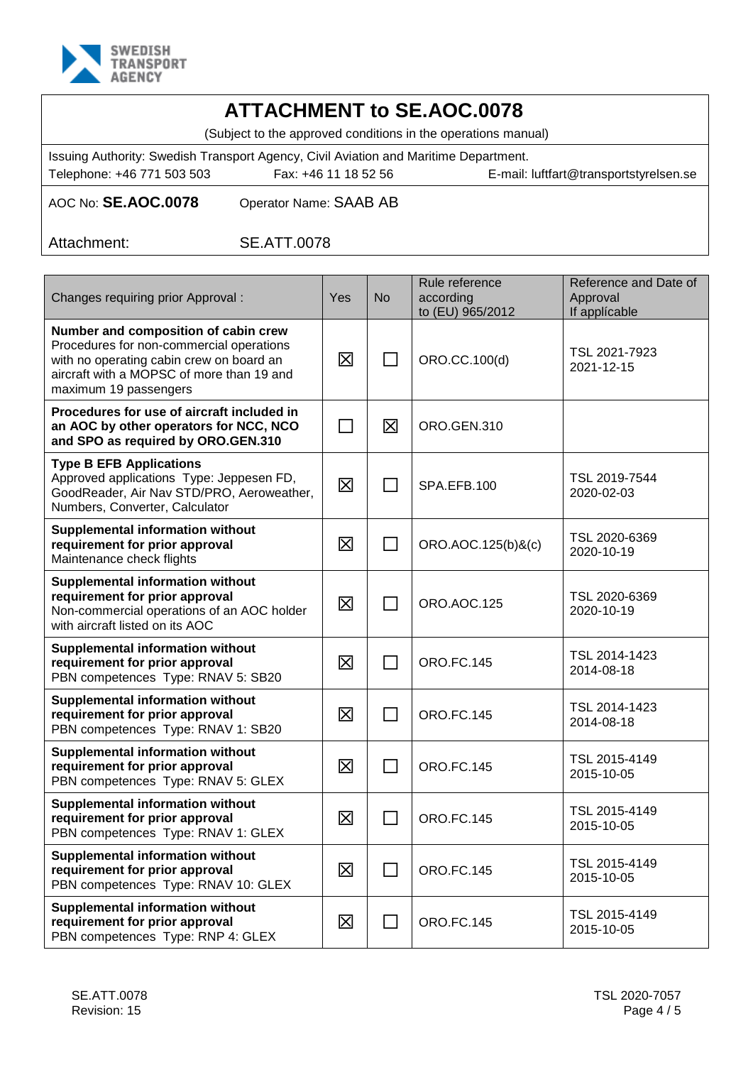# ATTACHMENT to SE.AOC.0078

(Subject to the approved conditions in the operations manual)

Issuing Authority: Swedish Transport Agency, Civil Aviation and Maritime Department.

Telephone: +46 771 503 503 Fax: +46 11 18 52 56 E-mail: luftfart@transportstyrelsen.se

AOC No: **SE.AOC.0078** Operator Name: SAAB AB

Attachment: SE.ATT.0078

| Changes requiring prior Approval : | Yes | No | Rule reference according to (EU) 965/2012 | Reference and Date of Approval If applicable |
|---|---|---|---|---|
| **Number and composition of cabin crew** Procedures for non-commercial operations with no operating cabin crew on board an aircraft with a MOPSC of more than 19 and maximum 19 passengers | ☒ | ☐ | ORO.CC.100(d) | TSL 2021-7923 2021-12-15 |
| **Procedures for use of aircraft included in an AOC by other operators for NCC, NCO and SPO as required by ORO.GEN.310** | ☐ | ☒ | ORO.GEN.310 | |
| **Type B EFB Applications** Approved applications Type: Jeppesen FD, GoodReader, Air Nav STD/PRO, Aeroweather, Numbers, Converter, Calculator | ☒ | ☐ | SPA.EFB.100 | TSL 2019-7544 2020-02-03 |
| **Supplemental information without requirement for prior approval** Maintenance check flights | ☒ | ☐ | ORO.AOC.125(b)&(c) | TSL 2020-6369 2020-10-19 |
| **Supplemental information without requirement for prior approval** Non-commercial operations of an AOC holder with aircraft listed on its AOC | ☒ | ☐ | ORO.AOC.125 | TSL 2020-6369 2020-10-19 |
| **Supplemental information without requirement for prior approval** PBN competences Type: RNAV 5: SB20 | ☒ | ☐ | ORO.FC.145 | TSL 2014-1423 2014-08-18 |
| **Supplemental information without requirement for prior approval** PBN competences Type: RNAV 1: SB20 | ☒ | ☐ | ORO.FC.145 | TSL 2014-1423 2014-08-18 |
| **Supplemental information without requirement for prior approval** PBN competences Type: RNAV 5: GLEX | ☒ | ☐ | ORO.FC.145 | TSL 2015-4149 2015-10-05 |
| **Supplemental information without requirement for prior approval** PBN competences Type: RNAV 1: GLEX | ☒ | ☐ | ORO.FC.145 | TSL 2015-4149 2015-10-05 |
| **Supplemental information without requirement for prior approval** PBN competences Type: RNAV 10: GLEX | ☒ | ☐ | ORO.FC.145 | TSL 2015-4149 2015-10-05 |
| **Supplemental information without requirement for prior approval** PBN competences Type: RNP 4: GLEX | ☒ | ☐ | ORO.FC.145 | TSL 2015-4149 2015-10-05 |

SE.ATT.0078
Revision: 15

TSL 2020-7057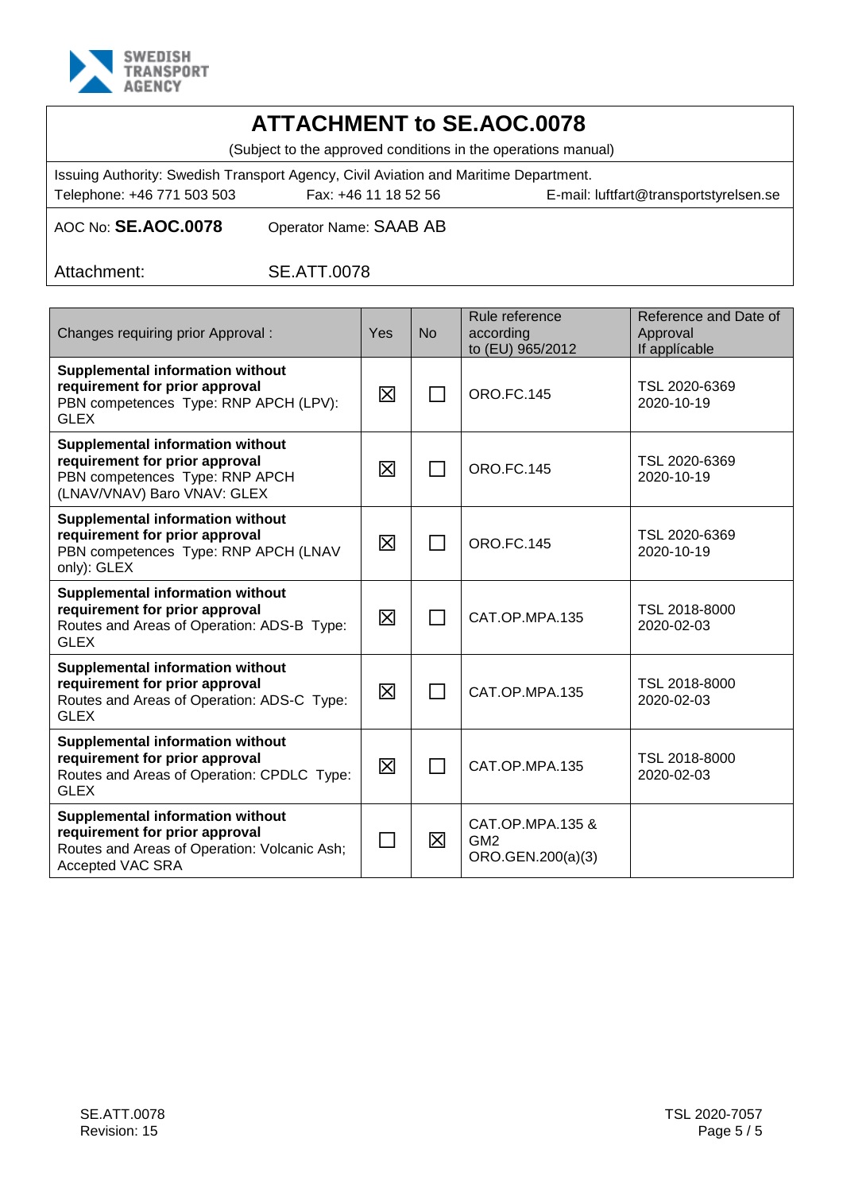# ATTACHMENT to SE.AOC.0078

(Subject to the approved conditions in the operations manual)

Issuing Authority: Swedish Transport Agency, Civil Aviation and Maritime Department.

Telephone: +46 771 503 503    Fax: +46 11 18 52 56    E-mail: luftfart@transportstyrelsen.se

AOC No: **SE.AOC.0078**    Operator Name: SAAB AB

Attachment: SE.ATT.0078

| Changes requiring prior Approval : | Yes | No | Rule reference according to (EU) 965/2012 | Reference and Date of Approval If applicable |
|---|---|---|---|---|
| **Supplemental information without requirement for prior approval** PBN competences Type: RNP APCH (LPV): GLEX | ☒ | ☐ | ORO.FC.145 | TSL 2020-6369 2020-10-19 |
| **Supplemental information without requirement for prior approval** PBN competences Type: RNP APCH (LNAV/VNAV) Baro VNAV: GLEX | ☒ | ☐ | ORO.FC.145 | TSL 2020-6369 2020-10-19 |
| **Supplemental information without requirement for prior approval** PBN competences Type: RNP APCH (LNAV only): GLEX | ☒ | ☐ | ORO.FC.145 | TSL 2020-6369 2020-10-19 |
| **Supplemental information without requirement for prior approval** Routes and Areas of Operation: ADS-B Type: GLEX | ☒ | ☐ | CAT.OP.MPA.135 | TSL 2018-8000 2020-02-03 |
| **Supplemental information without requirement for prior approval** Routes and Areas of Operation: ADS-C Type: GLEX | ☒ | ☐ | CAT.OP.MPA.135 | TSL 2018-8000 2020-02-03 |
| **Supplemental information without requirement for prior approval** Routes and Areas of Operation: CPDLC Type: GLEX | ☒ | ☐ | CAT.OP.MPA.135 | TSL 2018-8000 2020-02-03 |
| **Supplemental information without requirement for prior approval** Routes and Areas of Operation: Volcanic Ash; Accepted VAC SRA | ☐ | ☒ | CAT.OP.MPA.135 & GM2 ORO.GEN.200(a)(3) | |

SE.ATT.0078
Revision: 15

TSL 2020-7057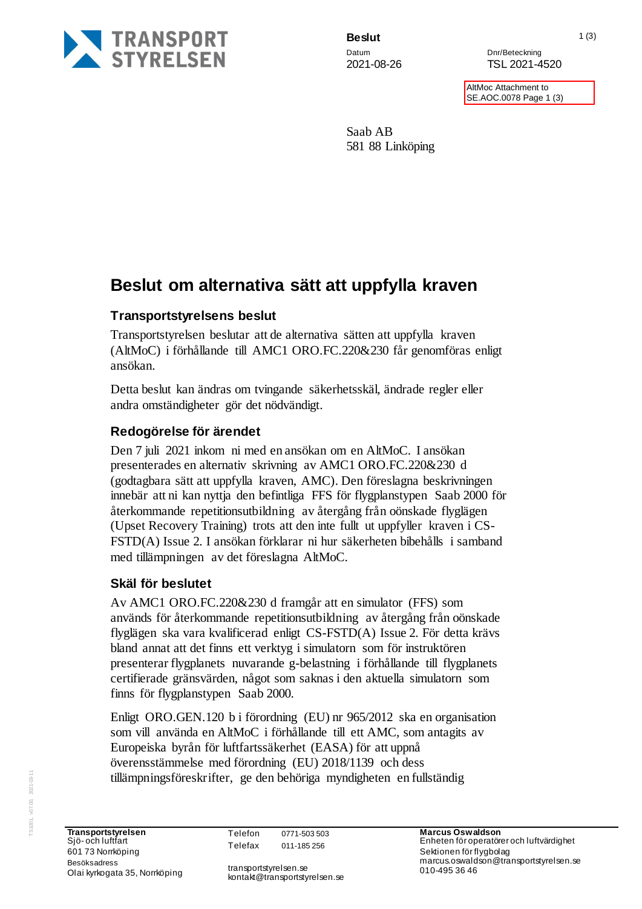**Beslut**

Datum
2021-08-26

Dnr/Beteckning
TSL 2021-4520

AltMoc Attachment to SE.AOC.0078 Page 1 (3)

Saab AB
581 88 Linköping

# Beslut om alternativa sätt att uppfylla kraven

## Transportstyrelsens beslut

Transportstyrelsen beslutar att de alternativa sätten att uppfylla kraven (AltMoC) i förhållande till AMC1 ORO.FC.220&230 får genomföras enligt ansökan.

Detta beslut kan ändras om tvingande säkerhetsskäl, ändrade regler eller andra omständigheter gör det nödvändigt.

## Redogörelse för ärendet

Den 7 juli 2021 inkom ni med en ansökan om en AltMoC. I ansökan presenterades en alternativ skrivning av AMC1 ORO.FC.220&230 d (godtagbara sätt att uppfylla kraven, AMC). Den föreslagna beskrivningen innebär att ni kan nyttja den befintliga FFS för flygplanstypen Saab 2000 för återkommande repetitionsutbildning av återgång från oönskade flyglägen (Upset Recovery Training) trots att den inte fullt ut uppfyller kraven i CS-FSTD(A) Issue 2. I ansökan förklarar ni hur säkerheten bibehålls i samband med tillämpningen av det föreslagna AltMoC.

## Skäl för beslutet

Av AMC1 ORO.FC.220&230 d framgår att en simulator (FFS) som används för återkommande repetitionsutbildning av återgång från oönskade flyglägen ska vara kvalificerad enligt CS-FSTD(A) Issue 2. För detta krävs bland annat att det finns ett verktyg i simulatorn som för instruktören presenterar flygplanets nuvarande g-belastning i förhållande till flygplanets certifierade gränsvärden, något som saknas i den aktuella simulatorn som finns för flygplanstypen Saab 2000.

Enligt ORO.GEN.120 b i förordning (EU) nr 965/2012 ska en organisation som vill använda en AltMoC i förhållande till ett AMC, som antagits av Europeiska byrån för luftfartssäkerhet (EASA) för att uppnå överensstämmelse med förordning (EU) 2018/1139 och dess tillämpningsföreskrifter, ge den behöriga myndigheten en fullständig

**Transportstyrelsen**
Sjö- och luftfart
601 73 Norrköping
Besöksadress
Olai kyrkogata 35, Norrköping

Telefon 0771-503 503
Telefax 011-185 256

transportstyrelsen.se
kontakt@transportstyrelsen.se

**Marcus Oswaldson**
Enheten för operatörer och luftvärdighet
Sektionen för flygbolag
marcus.oswaldson@transportstyrelsen.se
010-495 36 46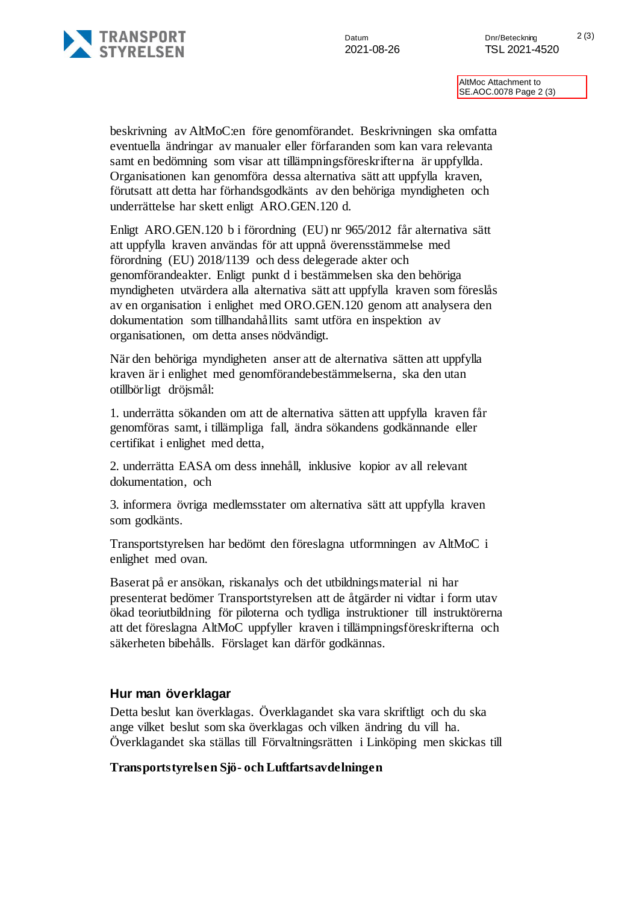AltMoc Attachment to SE.AOC.0078 Page 2 (3)

beskrivning av AltMoC:en före genomförandet. Beskrivningen ska omfatta eventuella ändringar av manualer eller förfaranden som kan vara relevanta samt en bedömning som visar att tillämpningsföreskrifterna är uppfyllda. Organisationen kan genomföra dessa alternativa sätt att uppfylla kraven, förutsatt att detta har förhandsgodkänts av den behöriga myndigheten och underrättelse har skett enligt ARO.GEN.120 d.

Enligt ARO.GEN.120 b i förordning (EU) nr 965/2012 får alternativa sätt att uppfylla kraven användas för att uppnå överensstämmelse med förordning (EU) 2018/1139 och dess delegerade akter och genomförandeakter. Enligt punkt d i bestämmelsen ska den behöriga myndigheten utvärdera alla alternativa sätt att uppfylla kraven som föreslås av en organisation i enlighet med ORO.GEN.120 genom att analysera den dokumentation som tillhandahållits samt utföra en inspektion av organisationen, om detta anses nödvändigt.

När den behöriga myndigheten anser att de alternativa sätten att uppfylla kraven är i enlighet med genomförandebestämmelserna, ska den utan otillbörligt dröjsmål:

1. underrätta sökanden om att de alternativa sätten att uppfylla kraven får genomföras samt, i tillämpliga fall, ändra sökandens godkännande eller certifikat i enlighet med detta,

2. underrätta EASA om dess innehåll, inklusive kopior av all relevant dokumentation, och

3. informera övriga medlemsstater om alternativa sätt att uppfylla kraven som godkänts.

Transportstyrelsen har bedömt den föreslagna utformningen av AltMoC i enlighet med ovan.

Baserat på er ansökan, riskanalys och det utbildningsmaterial ni har presenterat bedömer Transportstyrelsen att de åtgärder ni vidtar i form utav ökad teoriutbildning för piloterna och tydliga instruktioner till instruktörerna att det föreslagna AltMoC uppfyller kraven i tillämpningsföreskrifterna och säkerheten bibehålls. Förslaget kan därför godkännas.

### Hur man överklagar

Detta beslut kan överklagas. Överklagandet ska vara skriftligt och du ska ange vilket beslut som ska överklagas och vilken ändring du vill ha. Överklagandet ska ställas till Förvaltningsrätten i Linköping men skickas till

**Transportstyrelsen Sjö- och Luftfartsavdelningen**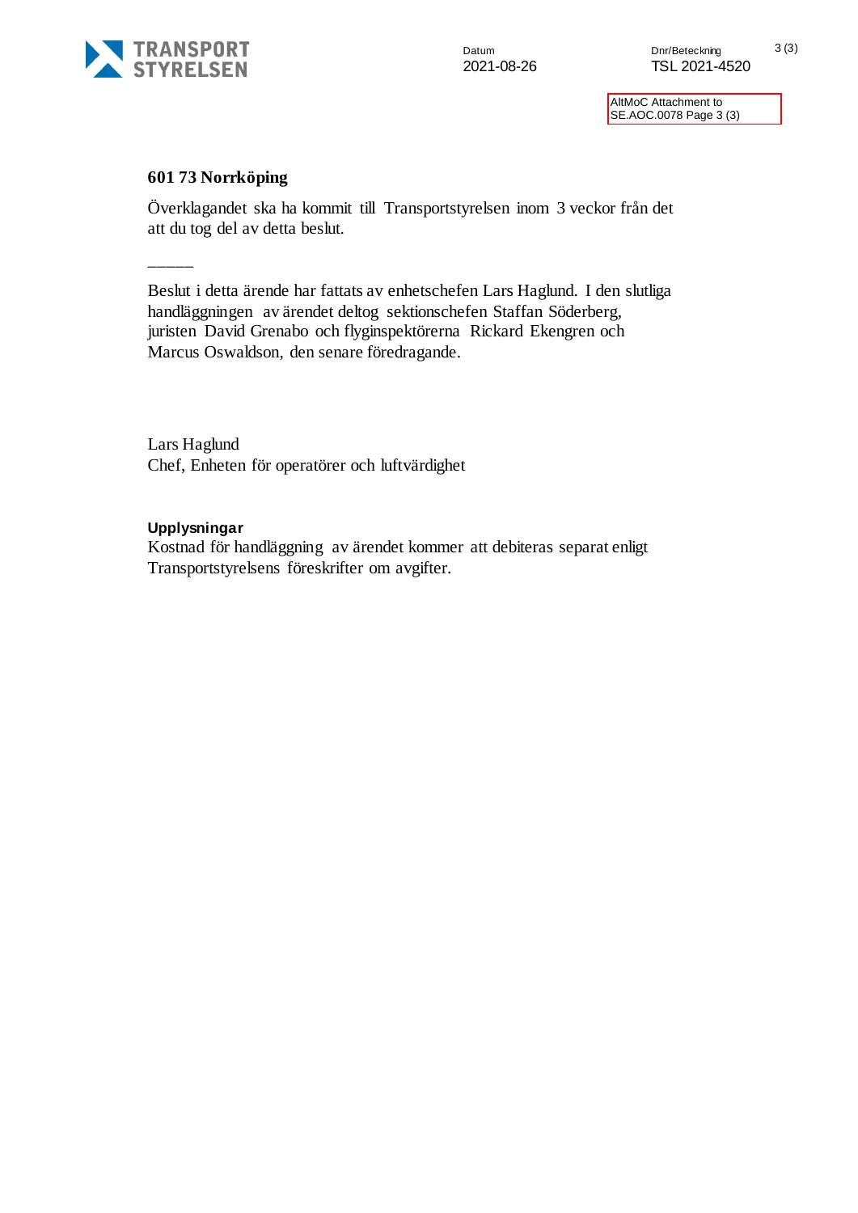**601 73 Norrköping**

Överklagandet ska ha kommit till Transportstyrelsen inom 3 veckor från det att du tog del av detta beslut.

_____

Beslut i detta ärende har fattats av enhetschefen Lars Haglund. I den slutliga handläggningen av ärendet deltog sektionschefen Staffan Söderberg, juristen David Grenabo och flyginspektörerna Rickard Ekengren och Marcus Oswaldson, den senare föredragande.

Lars Haglund
Chef, Enheten för operatörer och luftvärdighet

**Upplysningar**
Kostnad för handläggning av ärendet kommer att debiteras separat enligt Transportstyrelsens föreskrifter om avgifter.